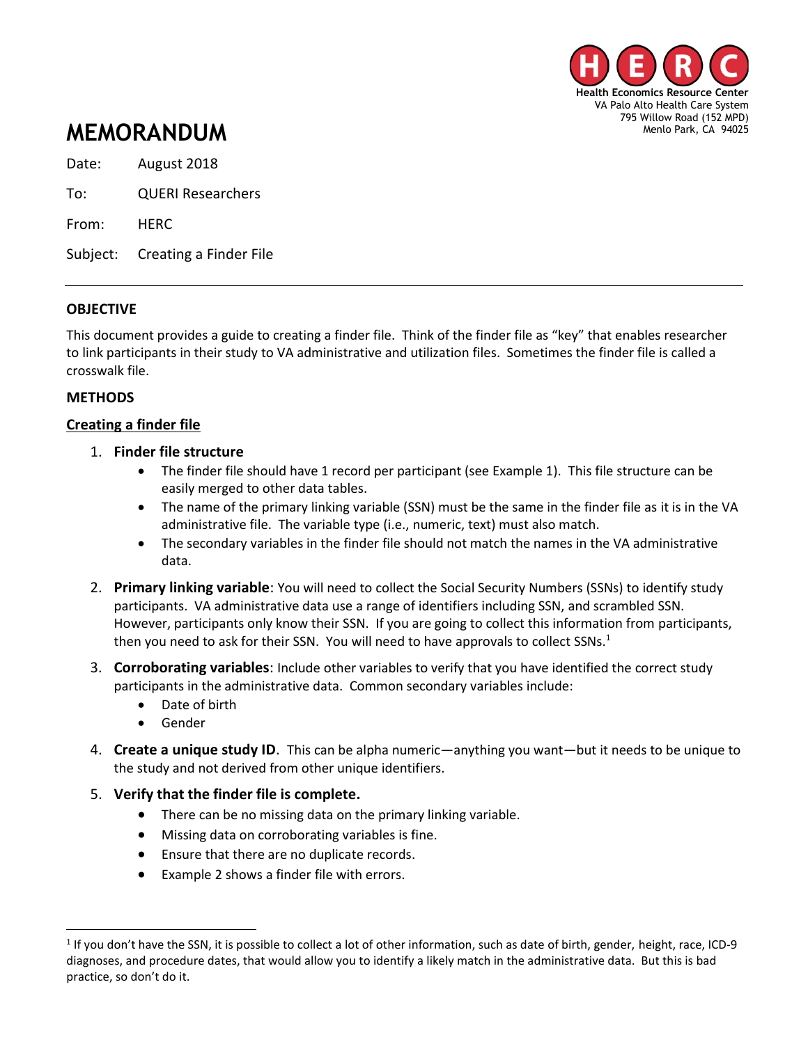Health Economics Resource Center
VA Palo Alto Health Care System
795 Willow Road (152 MPD)
Menlo Park, CA 94025

# MEMORANDUM

Date: August 2018

To: QUERI Researchers

From: HERC

Subject: Creating a Finder File

---

## OBJECTIVE

This document provides a guide to creating a finder file. Think of the finder file as "key" that enables researcher to link participants in their study to VA administrative and utilization files. Sometimes the finder file is called a crosswalk file.

## METHODS

### Creating a finder file

1. **Finder file structure**
   - The finder file should have 1 record per participant (see Example 1). This file structure can be easily merged to other data tables.
   - The name of the primary linking variable (SSN) must be the same in the finder file as it is in the VA administrative file. The variable type (i.e., numeric, text) must also match.
   - The secondary variables in the finder file should not match the names in the VA administrative data.
2. **Primary linking variable**: You will need to collect the Social Security Numbers (SSNs) to identify study participants. VA administrative data use a range of identifiers including SSN, and scrambled SSN. However, participants only know their SSN. If you are going to collect this information from participants, then you need to ask for their SSN. You will need to have approvals to collect SSNs.[1]
3. **Corroborating variables**: Include other variables to verify that you have identified the correct study participants in the administrative data. Common secondary variables include:
   - Date of birth
   - Gender
4. **Create a unique study ID**. This can be alpha numeric—anything you want—but it needs to be unique to the study and not derived from other unique identifiers.
5. **Verify that the finder file is complete.**
   - There can be no missing data on the primary linking variable.
   - Missing data on corroborating variables is fine.
   - Ensure that there are no duplicate records.
   - Example 2 shows a finder file with errors.

---

[1] If you don't have the SSN, it is possible to collect a lot of other information, such as date of birth, gender, height, race, ICD-9 diagnoses, and procedure dates, that would allow you to identify a likely match in the administrative data. But this is bad practice, so don't do it.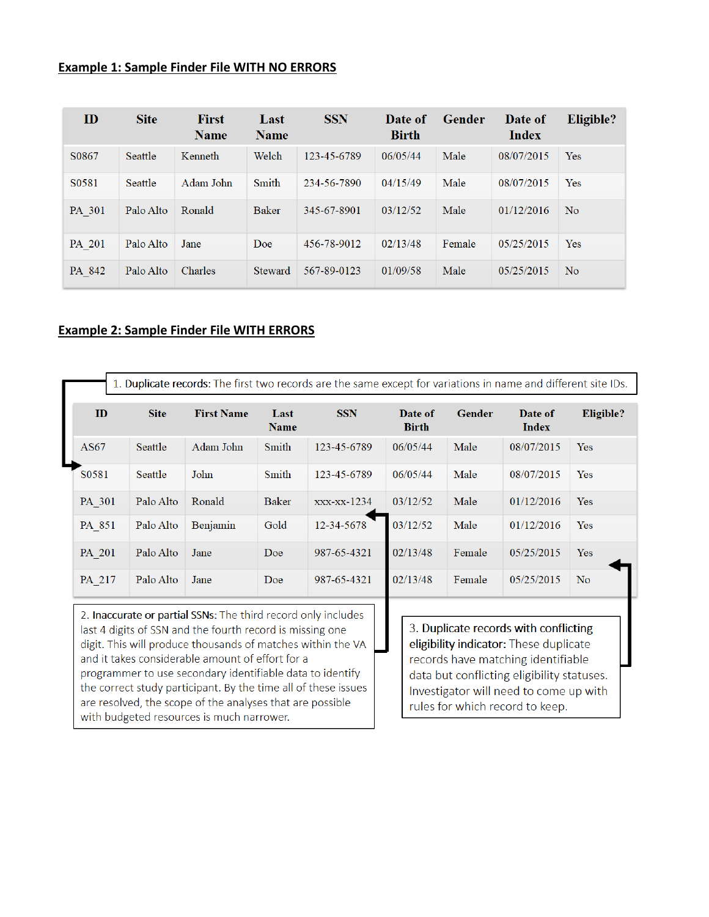## Example 1: Sample Finder File WITH NO ERRORS

| ID | Site | First Name | Last Name | SSN | Date of Birth | Gender | Date of Index | Eligible? |
|---|---|---|---|---|---|---|---|---|
| S0867 | Seattle | Kenneth | Welch | 123-45-6789 | 06/05/44 | Male | 08/07/2015 | Yes |
| S0581 | Seattle | Adam John | Smith | 234-56-7890 | 04/15/49 | Male | 08/07/2015 | Yes |
| PA_301 | Palo Alto | Ronald | Baker | 345-67-8901 | 03/12/52 | Male | 01/12/2016 | No |
| PA_201 | Palo Alto | Jane | Doe | 456-78-9012 | 02/13/48 | Female | 05/25/2015 | Yes |
| PA_842 | Palo Alto | Charles | Steward | 567-89-0123 | 01/09/58 | Male | 05/25/2015 | No |

## Example 2: Sample Finder File WITH ERRORS

1. **Duplicate records:** The first two records are the same except for variations in name and different site IDs.

| ID | Site | First Name | Last Name | SSN | Date of Birth | Gender | Date of Index | Eligible? |
|---|---|---|---|---|---|---|---|---|
| AS67 | Seattle | Adam John | Smith | 123-45-6789 | 06/05/44 | Male | 08/07/2015 | Yes |
| S0581 | Seattle | John | Smith | 123-45-6789 | 06/05/44 | Male | 08/07/2015 | Yes |
| PA_301 | Palo Alto | Ronald | Baker | xxx-xx-1234 | 03/12/52 | Male | 01/12/2016 | Yes |
| PA_851 | Palo Alto | Benjamin | Gold | 12-34-5678 | 03/12/52 | Male | 01/12/2016 | Yes |
| PA_201 | Palo Alto | Jane | Doe | 987-65-4321 | 02/13/48 | Female | 05/25/2015 | Yes |
| PA_217 | Palo Alto | Jane | Doe | 987-65-4321 | 02/13/48 | Female | 05/25/2015 | No |

2. **Inaccurate or partial SSNs:** The third record only includes last 4 digits of SSN and the fourth record is missing one digit. This will produce thousands of matches within the VA and it takes considerable amount of effort for a programmer to use secondary identifiable data to identify the correct study participant. By the time all of these issues are resolved, the scope of the analyses that are possible with budgeted resources is much narrower.

3. **Duplicate records with conflicting eligibility indicator:** These duplicate records have matching identifiable data but conflicting eligibility statuses. Investigator will need to come up with rules for which record to keep.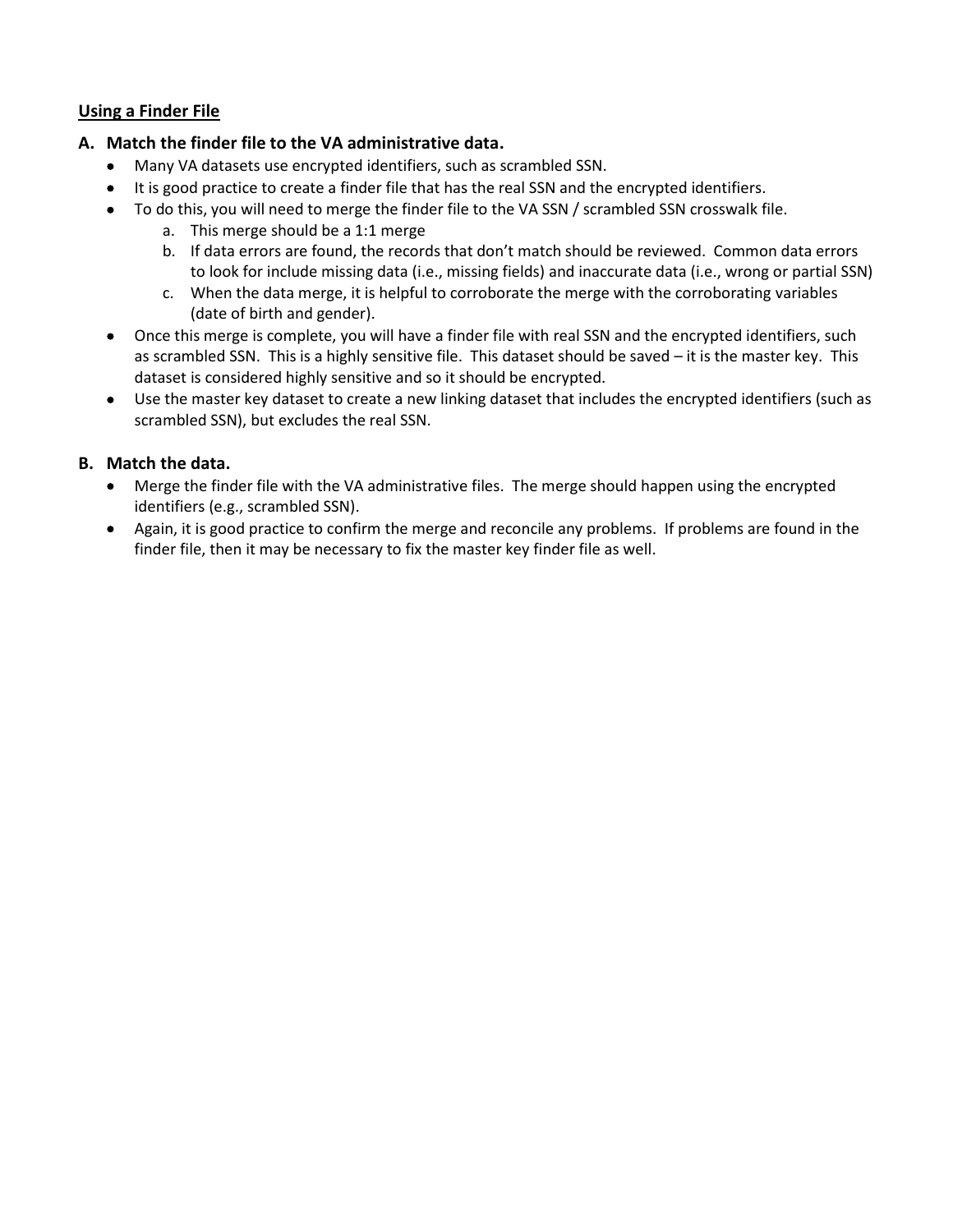**Using a Finder File**

## A. Match the finder file to the VA administrative data.

- Many VA datasets use encrypted identifiers, such as scrambled SSN.
- It is good practice to create a finder file that has the real SSN and the encrypted identifiers.
- To do this, you will need to merge the finder file to the VA SSN / scrambled SSN crosswalk file.
    a. This merge should be a 1:1 merge
    b. If data errors are found, the records that don't match should be reviewed. Common data errors to look for include missing data (i.e., missing fields) and inaccurate data (i.e., wrong or partial SSN)
    c. When the data merge, it is helpful to corroborate the merge with the corroborating variables (date of birth and gender).
- Once this merge is complete, you will have a finder file with real SSN and the encrypted identifiers, such as scrambled SSN. This is a highly sensitive file. This dataset should be saved – it is the master key. This dataset is considered highly sensitive and so it should be encrypted.
- Use the master key dataset to create a new linking dataset that includes the encrypted identifiers (such as scrambled SSN), but excludes the real SSN.

## B. Match the data.

- Merge the finder file with the VA administrative files. The merge should happen using the encrypted identifiers (e.g., scrambled SSN).
- Again, it is good practice to confirm the merge and reconcile any problems. If problems are found in the finder file, then it may be necessary to fix the master key finder file as well.